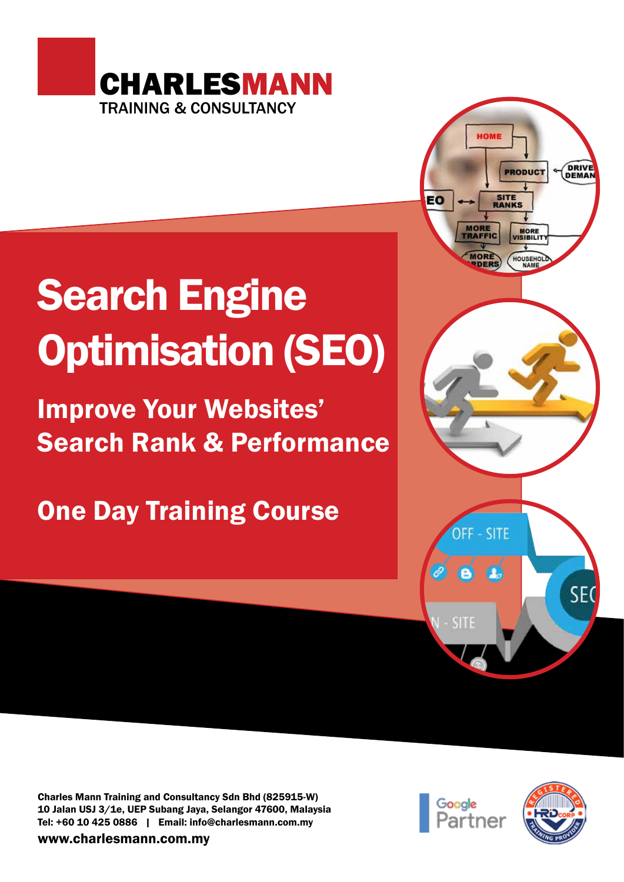**CHARLESMANN**
TRAINING & CONSULTANCY

# Search Engine Optimisation (SEO)

## Improve Your Websites' Search Rank & Performance

## One Day Training Course

Charles Mann Training and Consultancy Sdn Bhd (825915-W)
10 Jalan USJ 3/1e, UEP Subang Jaya, Selangor 47600, Malaysia
Tel: +60 10 425 0886 | Email: info@charlesmann.com.my
www.charlesmann.com.my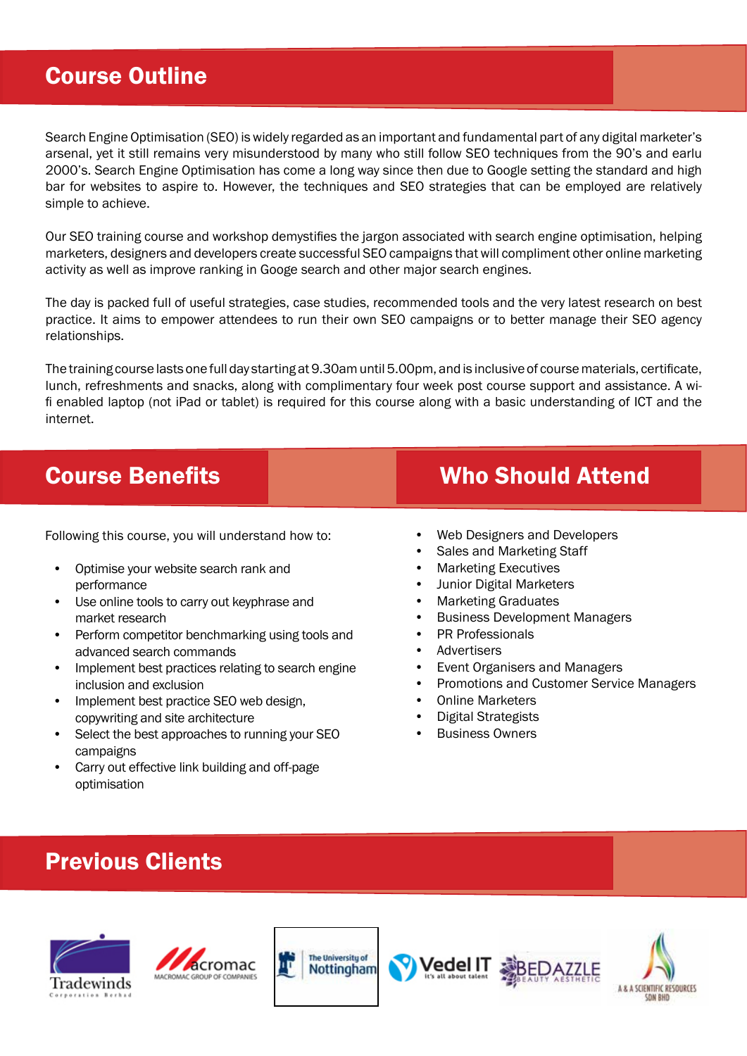## Course Outline

Search Engine Optimisation (SEO) is widely regarded as an important and fundamental part of any digital marketer's arsenal, yet it still remains very misunderstood by many who still follow SEO techniques from the 90's and earlu 2000's. Search Engine Optimisation has come a long way since then due to Google setting the standard and high bar for websites to aspire to. However, the techniques and SEO strategies that can be employed are relatively simple to achieve.

Our SEO training course and workshop demystifies the jargon associated with search engine optimisation, helping marketers, designers and developers create successful SEO campaigns that will compliment other online marketing activity as well as improve ranking in Googe search and other major search engines.

The day is packed full of useful strategies, case studies, recommended tools and the very latest research on best practice. It aims to empower attendees to run their own SEO campaigns or to better manage their SEO agency relationships.

The training course lasts one full day starting at 9.30am until 5.00pm, and is inclusive of course materials, certificate, lunch, refreshments and snacks, along with complimentary four week post course support and assistance. A wi-fi enabled laptop (not iPad or tablet) is required for this course along with a basic understanding of ICT and the internet.

## Course Benefits

Following this course, you will understand how to:

- Optimise your website search rank and performance
- Use online tools to carry out keyphrase and market research
- Perform competitor benchmarking using tools and advanced search commands
- Implement best practices relating to search engine inclusion and exclusion
- Implement best practice SEO web design, copywriting and site architecture
- Select the best approaches to running your SEO campaigns
- Carry out effective link building and off-page optimisation

## Who Should Attend

- Web Designers and Developers
- Sales and Marketing Staff
- Marketing Executives
- Junior Digital Marketers
- Marketing Graduates
- Business Development Managers
- PR Professionals
- Advertisers
- Event Organisers and Managers
- Promotions and Customer Service Managers
- Online Marketers
- Digital Strategists
- Business Owners

## Previous Clients

Tradewinds Corporation Berhad · Macromac Group of Companies · The University of Nottingham · Vedel IT · Bedazzle Beauty Aesthetic · A & A Scientific Resources Sdn Bhd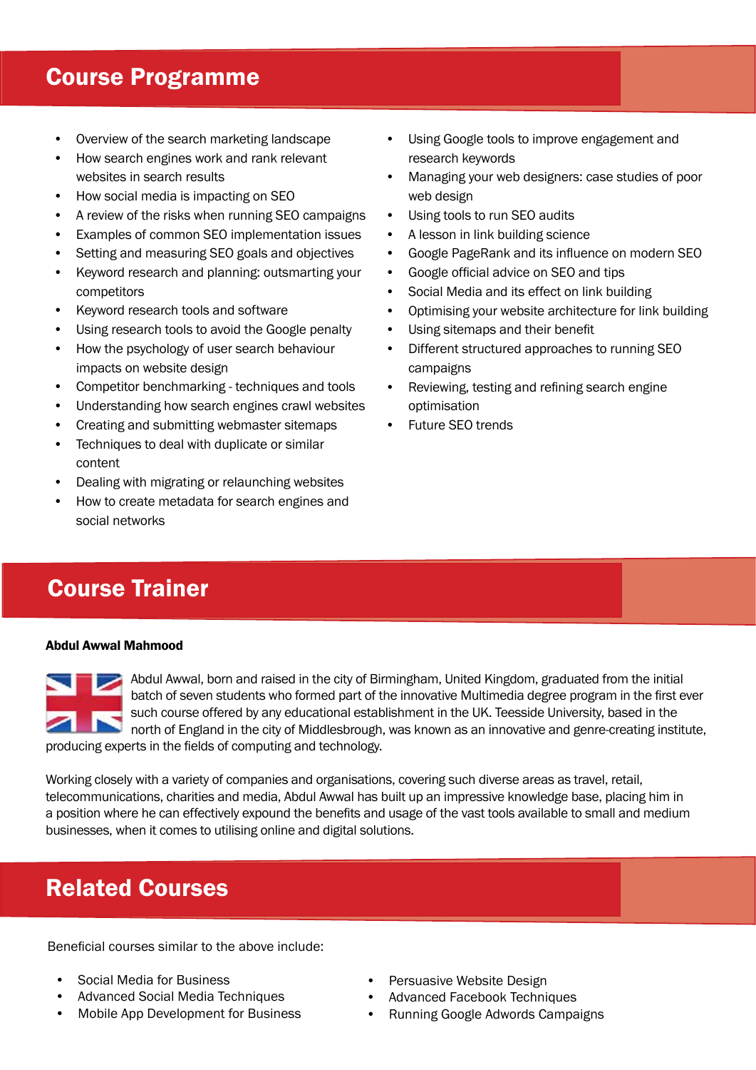## Course Programme

- Overview of the search marketing landscape
- How search engines work and rank relevant websites in search results
- How social media is impacting on SEO
- A review of the risks when running SEO campaigns
- Examples of common SEO implementation issues
- Setting and measuring SEO goals and objectives
- Keyword research and planning: outsmarting your competitors
- Keyword research tools and software
- Using research tools to avoid the Google penalty
- How the psychology of user search behaviour impacts on website design
- Competitor benchmarking - techniques and tools
- Understanding how search engines crawl websites
- Creating and submitting webmaster sitemaps
- Techniques to deal with duplicate or similar content
- Dealing with migrating or relaunching websites
- How to create metadata for search engines and social networks
- Using Google tools to improve engagement and research keywords
- Managing your web designers: case studies of poor web design
- Using tools to run SEO audits
- A lesson in link building science
- Google PageRank and its influence on modern SEO
- Google official advice on SEO and tips
- Social Media and its effect on link building
- Optimising your website architecture for link building
- Using sitemaps and their benefit
- Different structured approaches to running SEO campaigns
- Reviewing, testing and refining search engine optimisation
- Future SEO trends

## Course Trainer

**Abdul Awwal Mahmood**

Abdul Awwal, born and raised in the city of Birmingham, United Kingdom, graduated from the initial batch of seven students who formed part of the innovative Multimedia degree program in the first ever such course offered by any educational establishment in the UK. Teesside University, based in the north of England in the city of Middlesbrough, was known as an innovative and genre-creating institute, producing experts in the fields of computing and technology.

Working closely with a variety of companies and organisations, covering such diverse areas as travel, retail, telecommunications, charities and media, Abdul Awwal has built up an impressive knowledge base, placing him in a position where he can effectively expound the benefits and usage of the vast tools available to small and medium businesses, when it comes to utilising online and digital solutions.

## Related Courses

Beneficial courses similar to the above include:

- Social Media for Business
- Advanced Social Media Techniques
- Mobile App Development for Business
- Persuasive Website Design
- Advanced Facebook Techniques
- Running Google Adwords Campaigns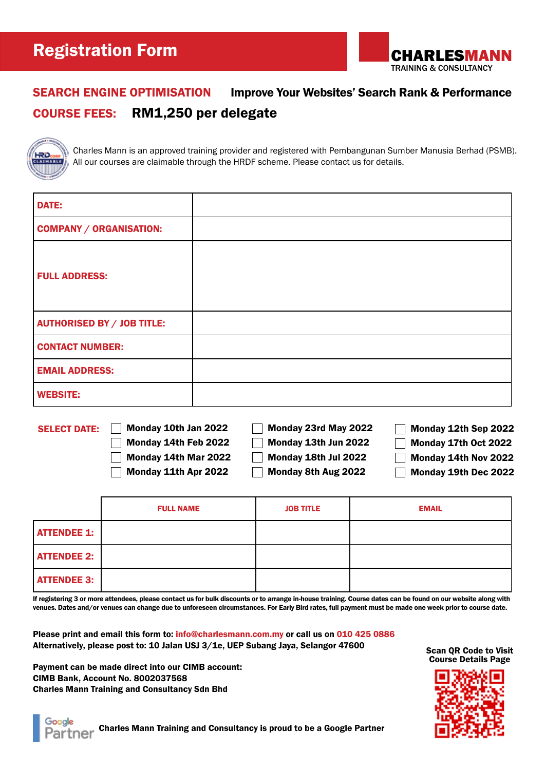# Registration Form

**CHARLESMANN**
TRAINING & CONSULTANCY

## SEARCH ENGINE OPTIMISATION — Improve Your Websites' Search Rank & Performance

## COURSE FEES: RM1,250 per delegate

Charles Mann is an approved training provider and registered with Pembangunan Sumber Manusia Berhad (PSMB). All our courses are claimable through the HRDF scheme. Please contact us for details.

| | |
|---|---|
| **DATE:** | |
| **COMPANY / ORGANISATION:** | |
| **FULL ADDRESS:** | |
| **AUTHORISED BY / JOB TITLE:** | |
| **CONTACT NUMBER:** | |
| **EMAIL ADDRESS:** | |
| **WEBSITE:** | |

**SELECT DATE:**

- [ ] Monday 10th Jan 2022
- [ ] Monday 14th Feb 2022
- [ ] Monday 14th Mar 2022
- [ ] Monday 11th Apr 2022
- [ ] Monday 23rd May 2022
- [ ] Monday 13th Jun 2022
- [ ] Monday 18th Jul 2022
- [ ] Monday 8th Aug 2022
- [ ] Monday 12th Sep 2022
- [ ] Monday 17th Oct 2022
- [ ] Monday 14th Nov 2022
- [ ] Monday 19th Dec 2022

| | FULL NAME | JOB TITLE | EMAIL |
|---|---|---|---|
| **ATTENDEE 1:** | | | |
| **ATTENDEE 2:** | | | |
| **ATTENDEE 3:** | | | |

**If registering 3 or more attendees, please contact us for bulk discounts or to arrange in-house training. Course dates can be found on our website along with venues. Dates and/or venues can change due to unforeseen circumstances. For Early Bird rates, full payment must be made one week prior to course date.**

**Please print and email this form to: info@charlesmann.com.my or call us on 010 425 0886**
**Alternatively, please post to: 10 Jalan USJ 3/1e, UEP Subang Jaya, Selangor 47600**

**Payment can be made direct into our CIMB account:**
**CIMB Bank, Account No. 8002037568**
**Charles Mann Training and Consultancy Sdn Bhd**

**Scan QR Code to Visit Course Details Page**

Google Partner

**Charles Mann Training and Consultancy is proud to be a Google Partner**